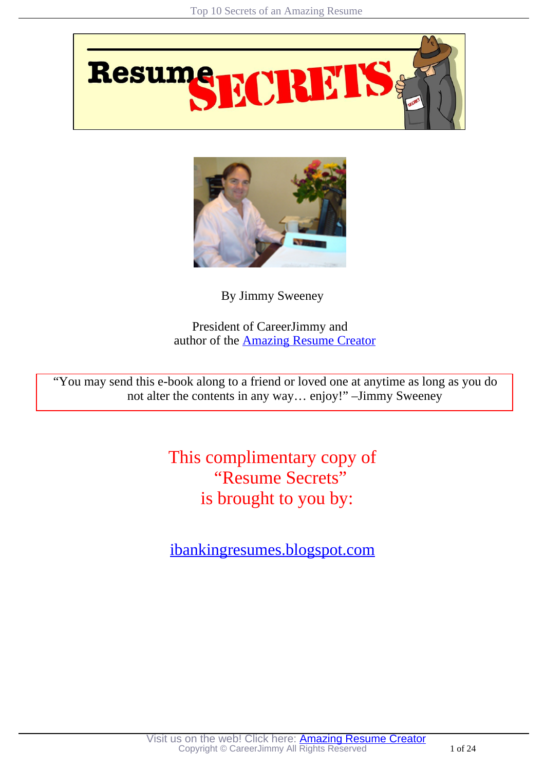# Resume SECRETS

By Jimmy Sweeney

President of CareerJimmy and
author of the [Amazing Resume Creator]

> "You may send this e-book along to a friend or loved one at anytime as long as you do not alter the contents in any way… enjoy!" –Jimmy Sweeney

This complimentary copy of
"Resume Secrets"
is brought to you by:

ibankingresumes.blogspot.com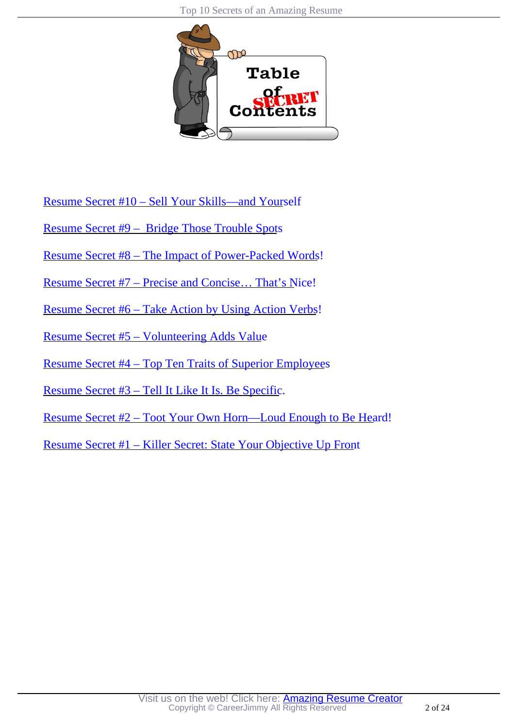# Table of SECRET Contents

Resume Secret #10 – Sell Your Skills—and Yourself

Resume Secret #9 – Bridge Those Trouble Spots

Resume Secret #8 – The Impact of Power-Packed Words!

Resume Secret #7 – Precise and Concise… That's Nice!

Resume Secret #6 – Take Action by Using Action Verbs!

Resume Secret #5 – Volunteering Adds Value

Resume Secret #4 – Top Ten Traits of Superior Employees

Resume Secret #3 – Tell It Like It Is. Be Specific.

Resume Secret #2 – Toot Your Own Horn—Loud Enough to Be Heard!

Resume Secret #1 – Killer Secret: State Your Objective Up Front

Visit us on the web! Click here: Amazing Resume Creator
Copyright © CareerJimmy All Rights Reserved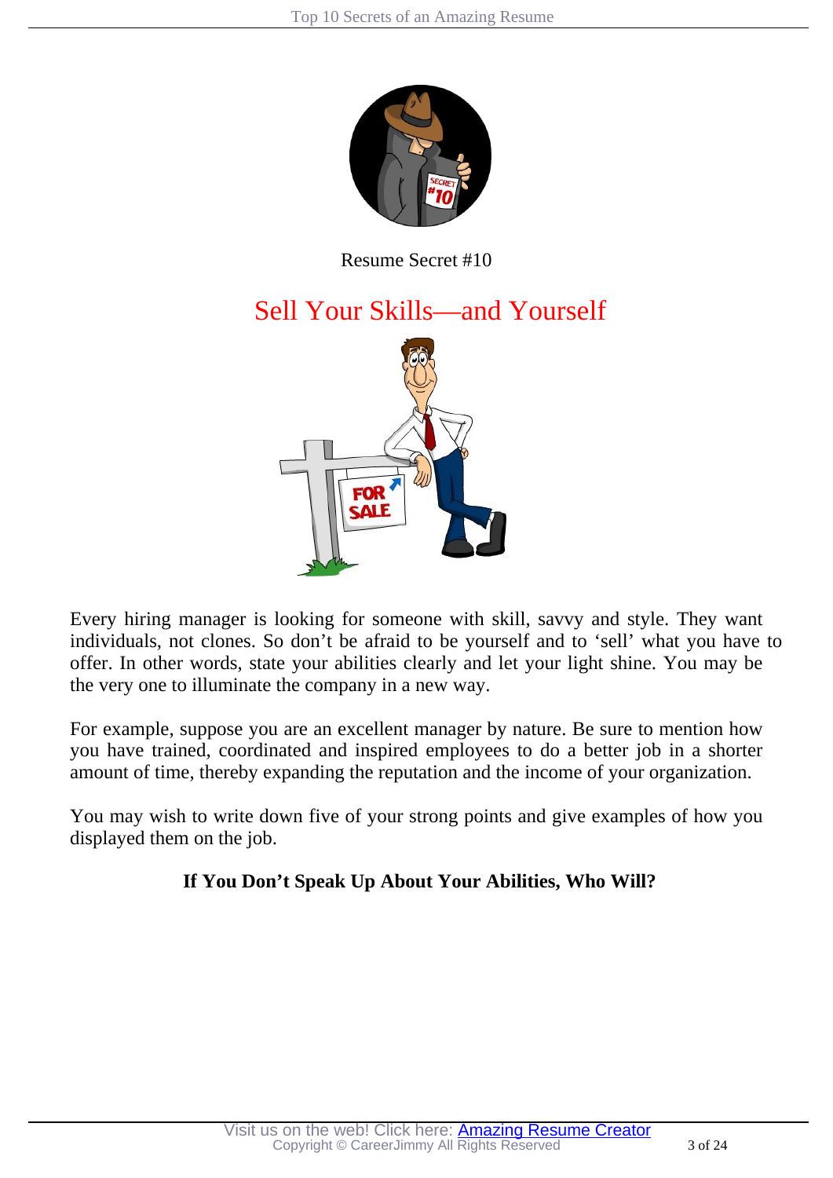Resume Secret #10

# Sell Your Skills—and Yourself

Every hiring manager is looking for someone with skill, savvy and style. They want individuals, not clones. So don't be afraid to be yourself and to 'sell' what you have to offer. In other words, state your abilities clearly and let your light shine. You may be the very one to illuminate the company in a new way.

For example, suppose you are an excellent manager by nature. Be sure to mention how you have trained, coordinated and inspired employees to do a better job in a shorter amount of time, thereby expanding the reputation and the income of your organization.

You may wish to write down five of your strong points and give examples of how you displayed them on the job.

**If You Don't Speak Up About Your Abilities, Who Will?**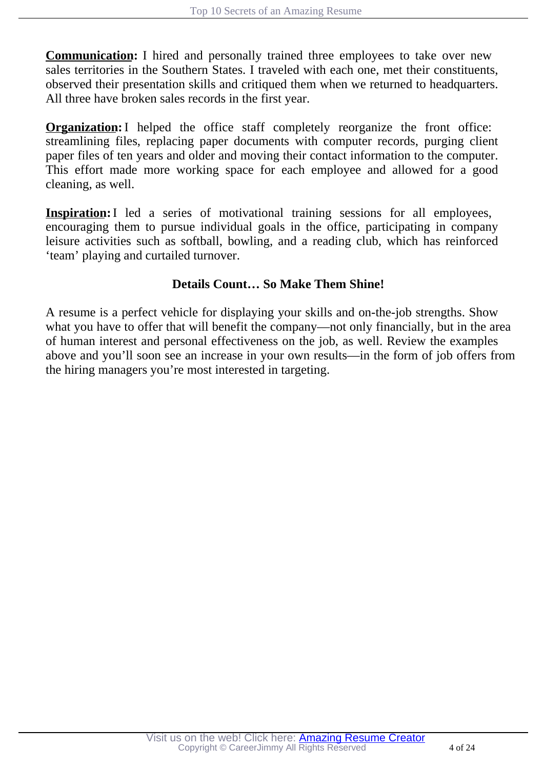**Communication:** I hired and personally trained three employees to take over new sales territories in the Southern States. I traveled with each one, met their constituents, observed their presentation skills and critiqued them when we returned to headquarters. All three have broken sales records in the first year.

**Organization:** I helped the office staff completely reorganize the front office: streamlining files, replacing paper documents with computer records, purging client paper files of ten years and older and moving their contact information to the computer. This effort made more working space for each employee and allowed for a good cleaning, as well.

**Inspiration:** I led a series of motivational training sessions for all employees, encouraging them to pursue individual goals in the office, participating in company leisure activities such as softball, bowling, and a reading club, which has reinforced 'team' playing and curtailed turnover.

### Details Count… So Make Them Shine!

A resume is a perfect vehicle for displaying your skills and on-the-job strengths. Show what you have to offer that will benefit the company—not only financially, but in the area of human interest and personal effectiveness on the job, as well. Review the examples above and you'll soon see an increase in your own results—in the form of job offers from the hiring managers you're most interested in targeting.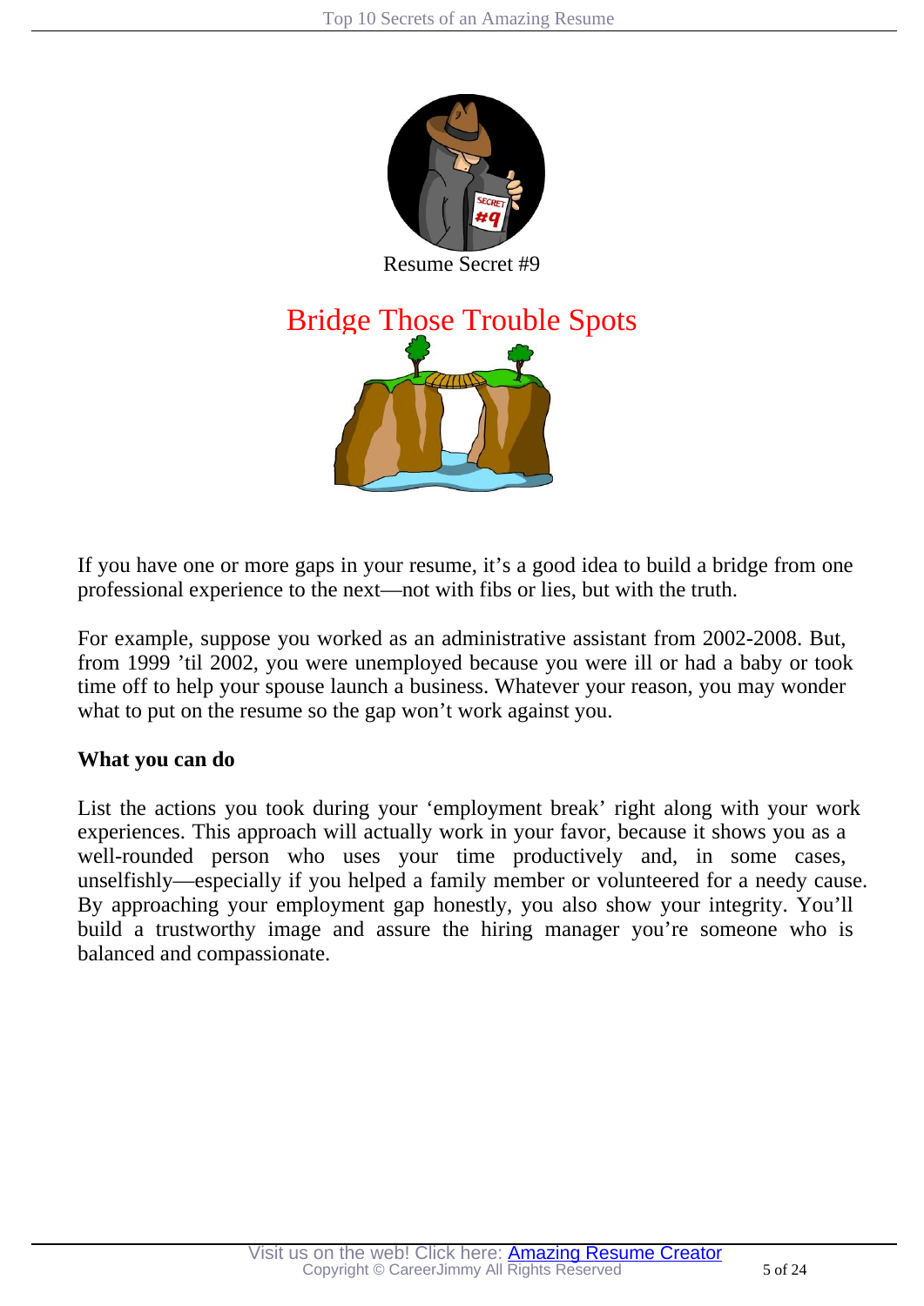Resume Secret #9

# Bridge Those Trouble Spots

If you have one or more gaps in your resume, it's a good idea to build a bridge from one professional experience to the next—not with fibs or lies, but with the truth.

For example, suppose you worked as an administrative assistant from 2002-2008. But, from 1999 'til 2002, you were unemployed because you were ill or had a baby or took time off to help your spouse launch a business. Whatever your reason, you may wonder what to put on the resume so the gap won't work against you.

**What you can do**

List the actions you took during your 'employment break' right along with your work experiences. This approach will actually work in your favor, because it shows you as a well-rounded person who uses your time productively and, in some cases, unselfishly—especially if you helped a family member or volunteered for a needy cause. By approaching your employment gap honestly, you also show your integrity. You'll build a trustworthy image and assure the hiring manager you're someone who is balanced and compassionate.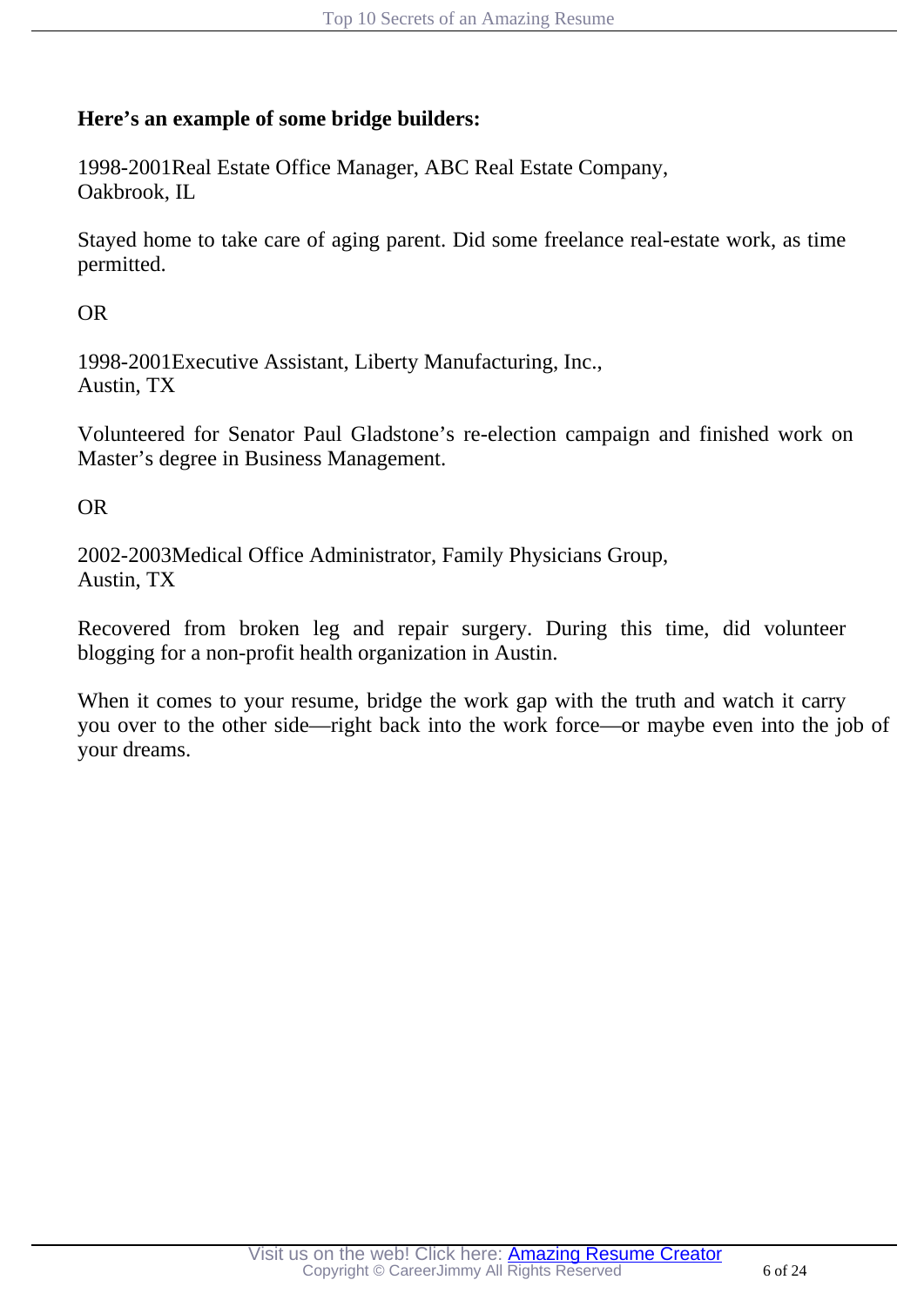**Here's an example of some bridge builders:**

1998-2001Real Estate Office Manager, ABC Real Estate Company,
Oakbrook, IL

Stayed home to take care of aging parent. Did some freelance real-estate work, as time permitted.

OR

1998-2001Executive Assistant, Liberty Manufacturing, Inc.,
Austin, TX

Volunteered for Senator Paul Gladstone's re-election campaign and finished work on Master's degree in Business Management.

OR

2002-2003Medical Office Administrator, Family Physicians Group,
Austin, TX

Recovered from broken leg and repair surgery. During this time, did volunteer blogging for a non-profit health organization in Austin.

When it comes to your resume, bridge the work gap with the truth and watch it carry you over to the other side—right back into the work force—or maybe even into the job of your dreams.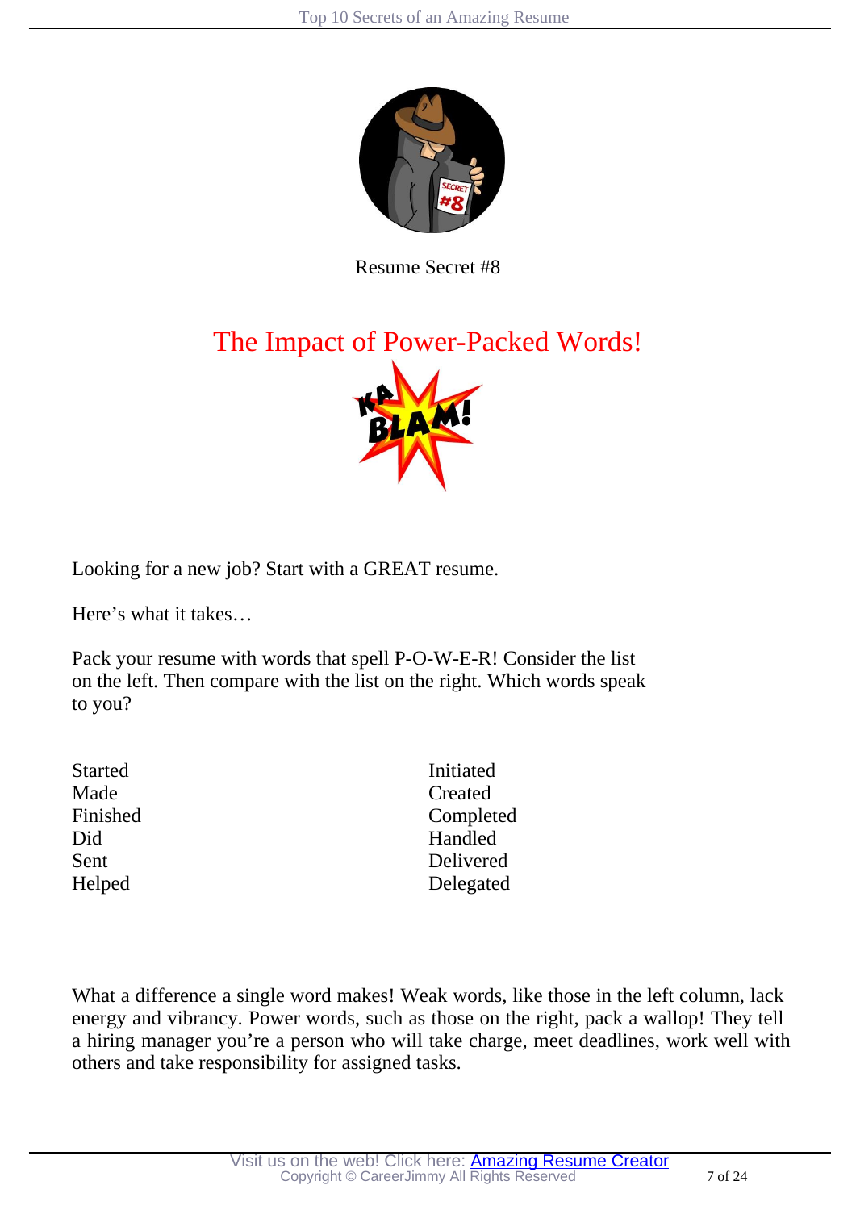Resume Secret #8

# The Impact of Power-Packed Words!

Looking for a new job? Start with a GREAT resume.

Here's what it takes…

Pack your resume with words that spell P-O-W-E-R! Consider the list on the left. Then compare with the list on the right. Which words speak to you?

| | |
|---|---|
| Started | Initiated |
| Made | Created |
| Finished | Completed |
| Did | Handled |
| Sent | Delivered |
| Helped | Delegated |

What a difference a single word makes! Weak words, like those in the left column, lack energy and vibrancy. Power words, such as those on the right, pack a wallop! They tell a hiring manager you're a person who will take charge, meet deadlines, work well with others and take responsibility for assigned tasks.

Visit us on the web! Click here: [Amazing Resume Creator]()
Copyright © CareerJimmy All Rights Reserved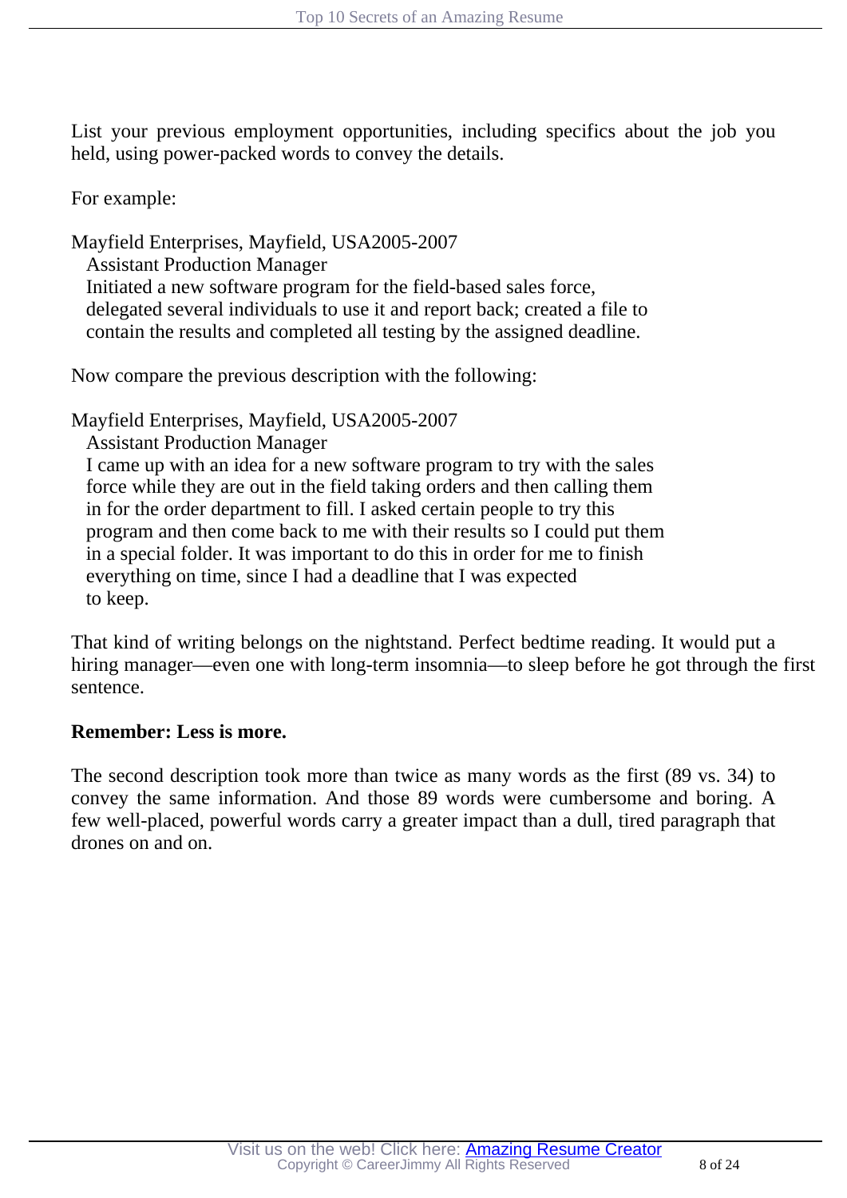List your previous employment opportunities, including specifics about the job you held, using power-packed words to convey the details.

For example:

Mayfield Enterprises, Mayfield, USA2005-2007
Assistant Production Manager
Initiated a new software program for the field-based sales force, delegated several individuals to use it and report back; created a file to contain the results and completed all testing by the assigned deadline.

Now compare the previous description with the following:

Mayfield Enterprises, Mayfield, USA2005-2007
Assistant Production Manager
I came up with an idea for a new software program to try with the sales force while they are out in the field taking orders and then calling them in for the order department to fill. I asked certain people to try this program and then come back to me with their results so I could put them in a special folder. It was important to do this in order for me to finish everything on time, since I had a deadline that I was expected to keep.

That kind of writing belongs on the nightstand. Perfect bedtime reading. It would put a hiring manager—even one with long-term insomnia—to sleep before he got through the first sentence.

**Remember: Less is more.**

The second description took more than twice as many words as the first (89 vs. 34) to convey the same information. And those 89 words were cumbersome and boring. A few well-placed, powerful words carry a greater impact than a dull, tired paragraph that drones on and on.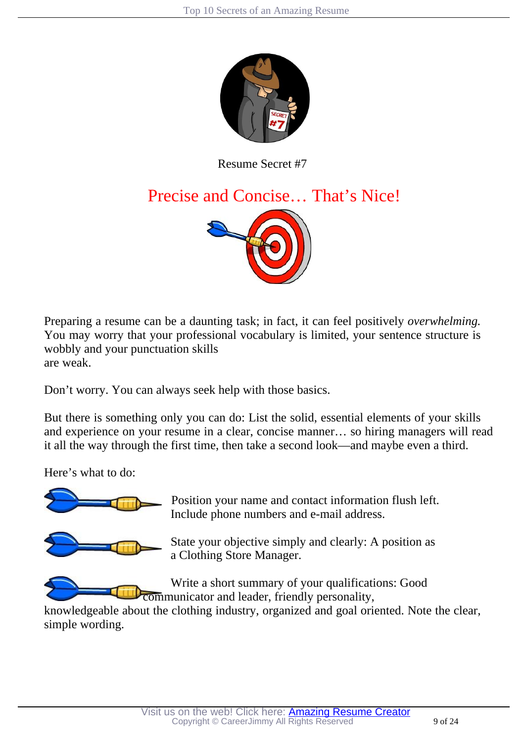Resume Secret #7

## Precise and Concise… That's Nice!

Preparing a resume can be a daunting task; in fact, it can feel positively *overwhelming.* You may worry that your professional vocabulary is limited, your sentence structure is wobbly and your punctuation skills are weak.

Don't worry. You can always seek help with those basics.

But there is something only you can do: List the solid, essential elements of your skills and experience on your resume in a clear, concise manner… so hiring managers will read it all the way through the first time, then take a second look—and maybe even a third.

Here's what to do:

- Position your name and contact information flush left. Include phone numbers and e-mail address.
- State your objective simply and clearly: A position as a Clothing Store Manager.
- Write a short summary of your qualifications: Good communicator and leader, friendly personality, knowledgeable about the clothing industry, organized and goal oriented. Note the clear, simple wording.

Visit us on the web! Click here: [Amazing Resume Creator]
Copyright © CareerJimmy All Rights Reserved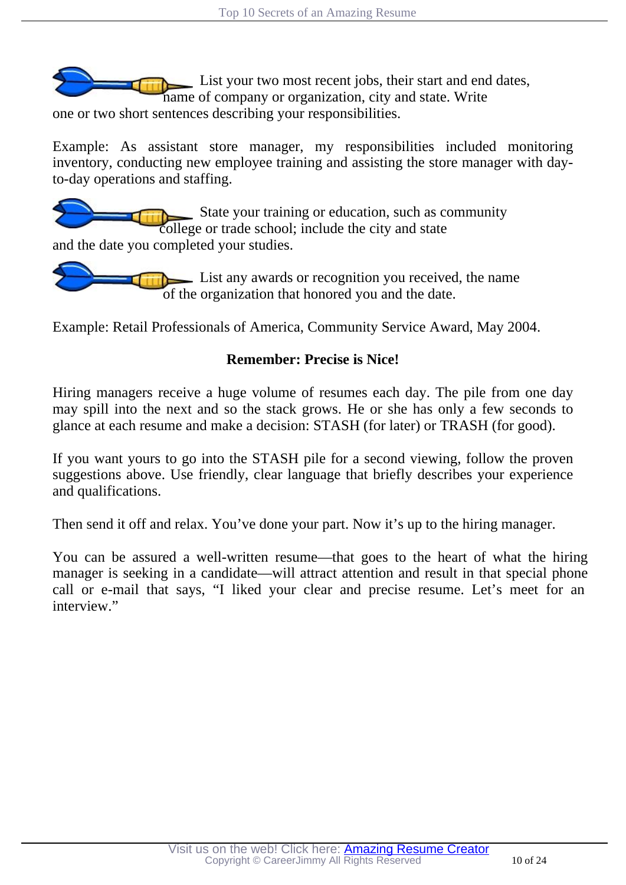- List your two most recent jobs, their start and end dates, name of company or organization, city and state. Write one or two short sentences describing your responsibilities.

Example: As assistant store manager, my responsibilities included monitoring inventory, conducting new employee training and assisting the store manager with day-to-day operations and staffing.

- State your training or education, such as community college or trade school; include the city and state and the date you completed your studies.

- List any awards or recognition you received, the name of the organization that honored you and the date.

Example: Retail Professionals of America, Community Service Award, May 2004.

**Remember: Precise is Nice!**

Hiring managers receive a huge volume of resumes each day. The pile from one day may spill into the next and so the stack grows. He or she has only a few seconds to glance at each resume and make a decision: STASH (for later) or TRASH (for good).

If you want yours to go into the STASH pile for a second viewing, follow the proven suggestions above. Use friendly, clear language that briefly describes your experience and qualifications.

Then send it off and relax. You've done your part. Now it's up to the hiring manager.

You can be assured a well-written resume—that goes to the heart of what the hiring manager is seeking in a candidate—will attract attention and result in that special phone call or e-mail that says, "I liked your clear and precise resume. Let's meet for an interview."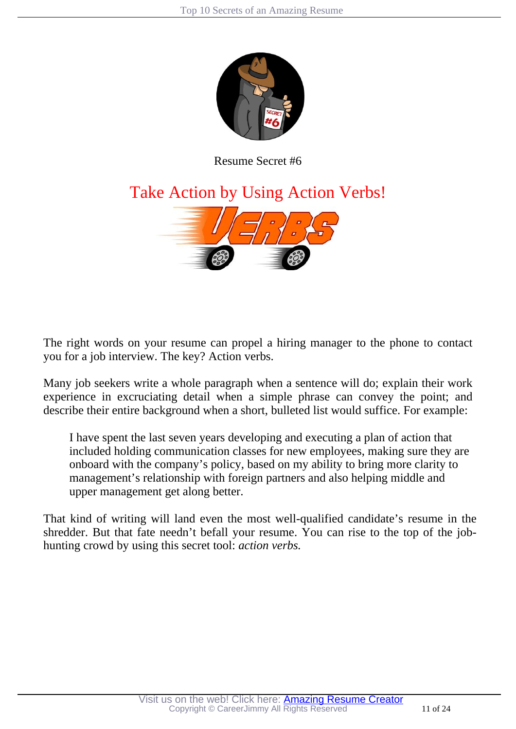Resume Secret #6

## Take Action by Using Action Verbs!

The right words on your resume can propel a hiring manager to the phone to contact you for a job interview. The key? Action verbs.

Many job seekers write a whole paragraph when a sentence will do; explain their work experience in excruciating detail when a simple phrase can convey the point; and describe their entire background when a short, bulleted list would suffice. For example:

> I have spent the last seven years developing and executing a plan of action that included holding communication classes for new employees, making sure they are onboard with the company's policy, based on my ability to bring more clarity to management's relationship with foreign partners and also helping middle and upper management get along better.

That kind of writing will land even the most well-qualified candidate's resume in the shredder. But that fate needn't befall your resume. You can rise to the top of the job-hunting crowd by using this secret tool: *action verbs.*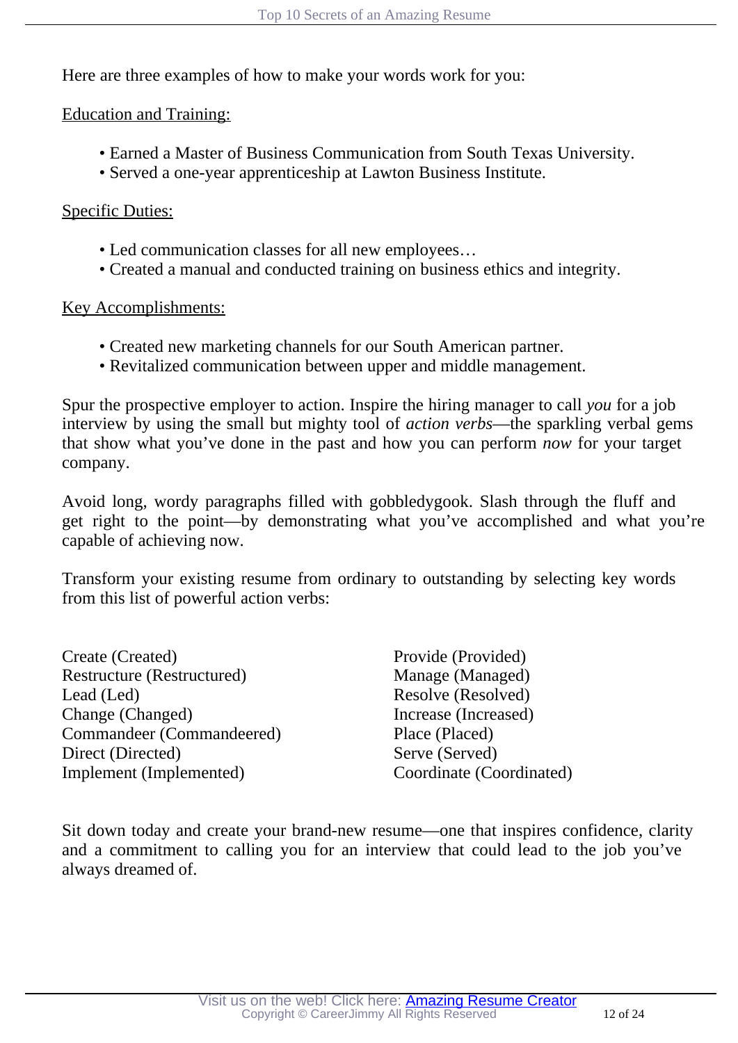Here are three examples of how to make your words work for you:

Education and Training:

- Earned a Master of Business Communication from South Texas University.
- Served a one-year apprenticeship at Lawton Business Institute.

Specific Duties:

- Led communication classes for all new employees…
- Created a manual and conducted training on business ethics and integrity.

Key Accomplishments:

- Created new marketing channels for our South American partner.
- Revitalized communication between upper and middle management.

Spur the prospective employer to action. Inspire the hiring manager to call *you* for a job interview by using the small but mighty tool of *action verbs*—the sparkling verbal gems that show what you've done in the past and how you can perform *now* for your target company.

Avoid long, wordy paragraphs filled with gobbledygook. Slash through the fluff and get right to the point—by demonstrating what you've accomplished and what you're capable of achieving now.

Transform your existing resume from ordinary to outstanding by selecting key words from this list of powerful action verbs:

Create (Created)
Restructure (Restructured)
Lead (Led)
Change (Changed)
Commandeer (Commandeered)
Direct (Directed)
Implement (Implemented)
Provide (Provided)
Manage (Managed)
Resolve (Resolved)
Increase (Increased)
Place (Placed)
Serve (Served)
Coordinate (Coordinated)

Sit down today and create your brand-new resume—one that inspires confidence, clarity and a commitment to calling you for an interview that could lead to the job you've always dreamed of.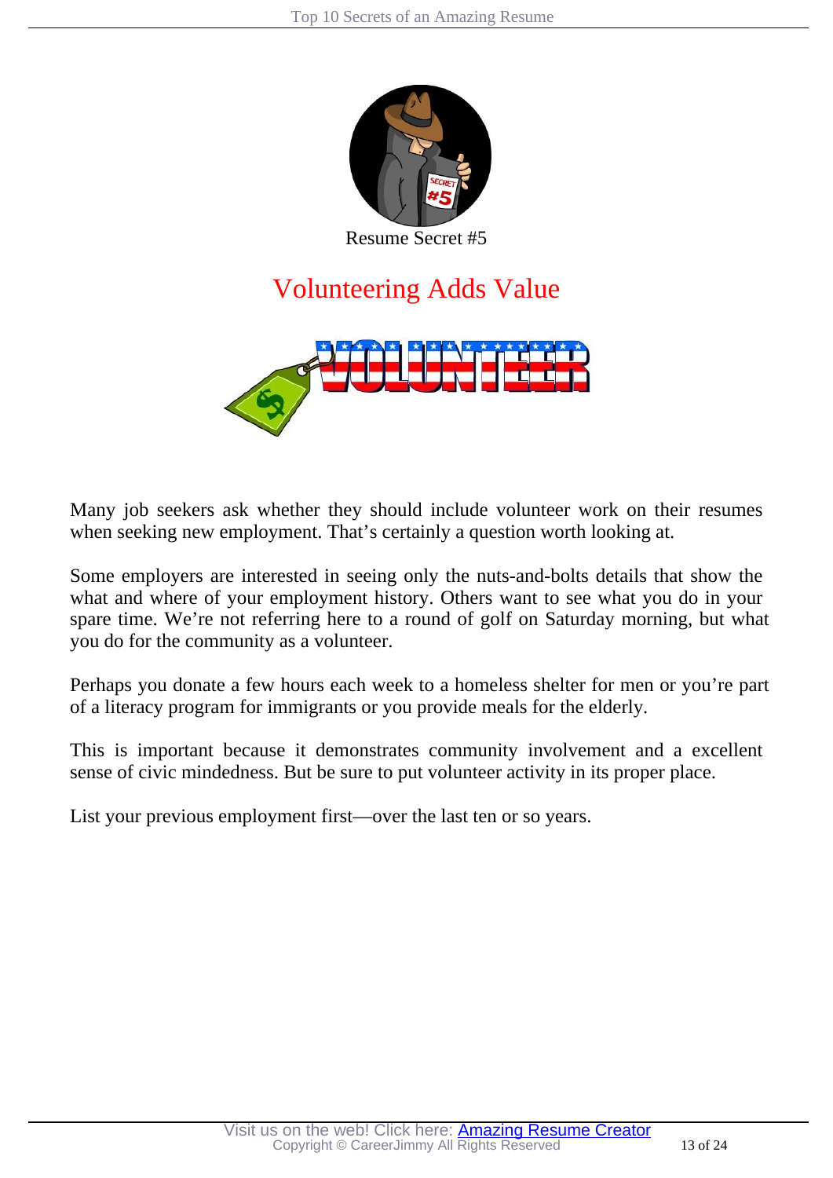Resume Secret #5

# Volunteering Adds Value

Many job seekers ask whether they should include volunteer work on their resumes when seeking new employment. That's certainly a question worth looking at.

Some employers are interested in seeing only the nuts-and-bolts details that show the what and where of your employment history. Others want to see what you do in your spare time. We're not referring here to a round of golf on Saturday morning, but what you do for the community as a volunteer.

Perhaps you donate a few hours each week to a homeless shelter for men or you're part of a literacy program for immigrants or you provide meals for the elderly.

This is important because it demonstrates community involvement and a excellent sense of civic mindedness. But be sure to put volunteer activity in its proper place.

List your previous employment first—over the last ten or so years.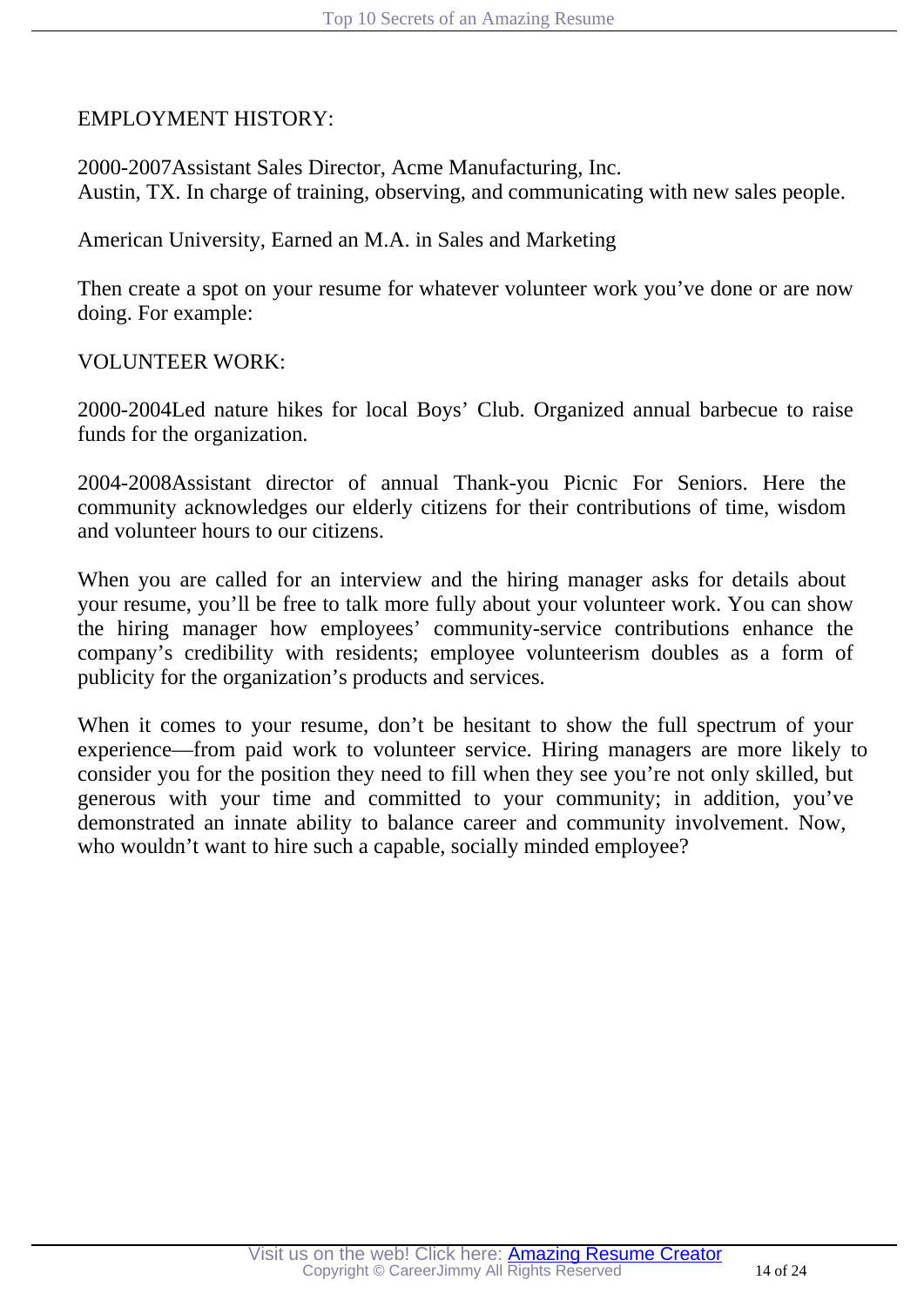EMPLOYMENT HISTORY:

2000-2007Assistant Sales Director, Acme Manufacturing, Inc.
Austin, TX. In charge of training, observing, and communicating with new sales people.

American University, Earned an M.A. in Sales and Marketing

Then create a spot on your resume for whatever volunteer work you've done or are now doing. For example:

VOLUNTEER WORK:

2000-2004Led nature hikes for local Boys' Club. Organized annual barbecue to raise funds for the organization.

2004-2008Assistant director of annual Thank-you Picnic For Seniors. Here the community acknowledges our elderly citizens for their contributions of time, wisdom and volunteer hours to our citizens.

When you are called for an interview and the hiring manager asks for details about your resume, you'll be free to talk more fully about your volunteer work. You can show the hiring manager how employees' community-service contributions enhance the company's credibility with residents; employee volunteerism doubles as a form of publicity for the organization's products and services.

When it comes to your resume, don't be hesitant to show the full spectrum of your experience—from paid work to volunteer service. Hiring managers are more likely to consider you for the position they need to fill when they see you're not only skilled, but generous with your time and committed to your community; in addition, you've demonstrated an innate ability to balance career and community involvement. Now, who wouldn't want to hire such a capable, socially minded employee?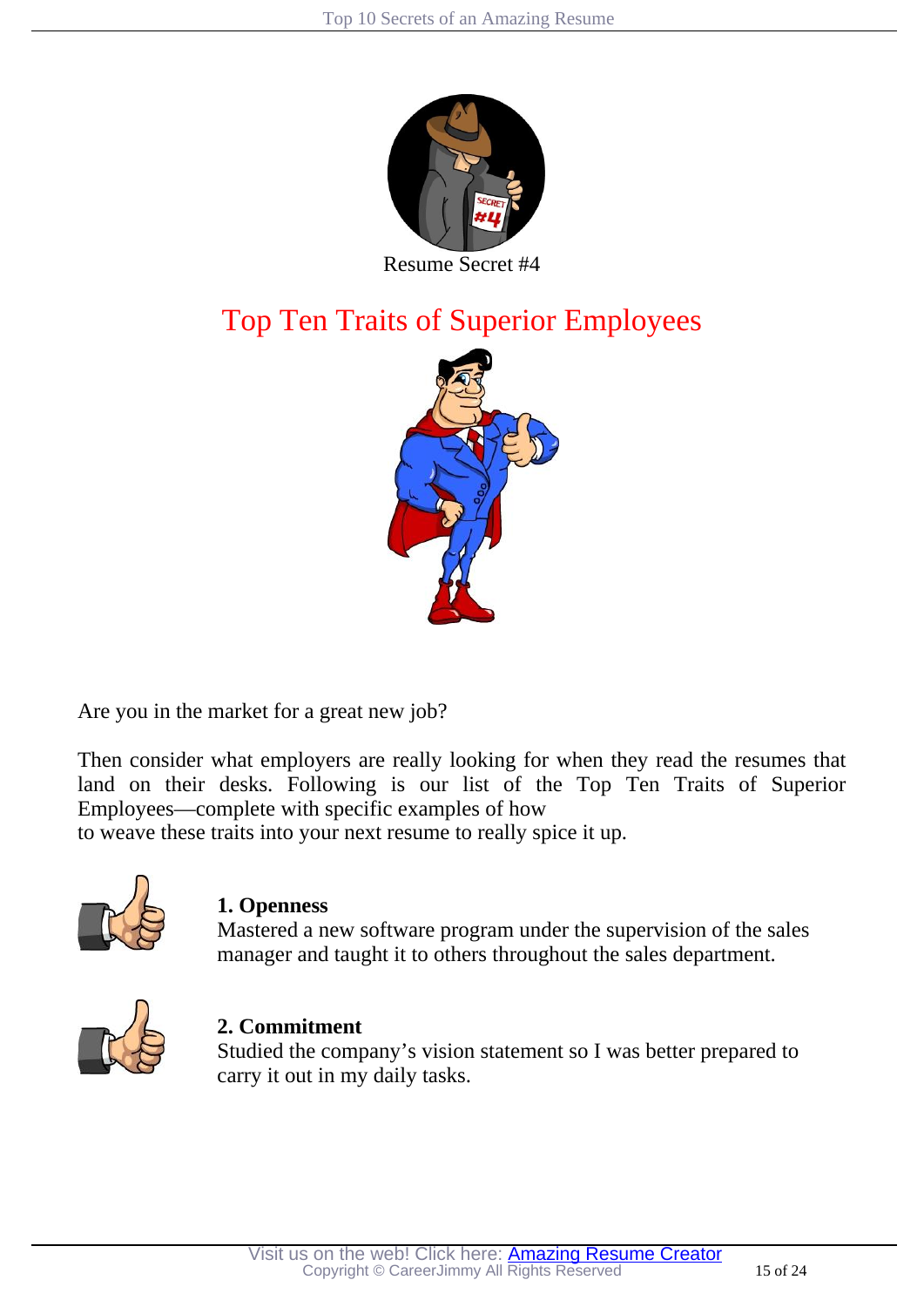Resume Secret #4

## Top Ten Traits of Superior Employees

Are you in the market for a great new job?

Then consider what employers are really looking for when they read the resumes that land on their desks. Following is our list of the Top Ten Traits of Superior Employees—complete with specific examples of how to weave these traits into your next resume to really spice it up.

**1. Openness**
Mastered a new software program under the supervision of the sales manager and taught it to others throughout the sales department.

**2. Commitment**
Studied the company's vision statement so I was better prepared to carry it out in my daily tasks.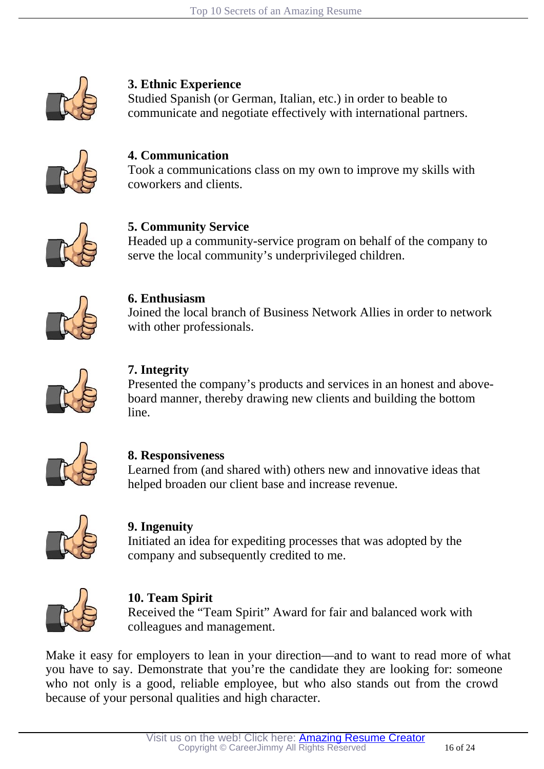**3. Ethnic Experience**
Studied Spanish (or German, Italian, etc.) in order to beable to communicate and negotiate effectively with international partners.

**4. Communication**
Took a communications class on my own to improve my skills with coworkers and clients.

**5. Community Service**
Headed up a community-service program on behalf of the company to serve the local community's underprivileged children.

**6. Enthusiasm**
Joined the local branch of Business Network Allies in order to network with other professionals.

**7. Integrity**
Presented the company's products and services in an honest and above-board manner, thereby drawing new clients and building the bottom line.

**8. Responsiveness**
Learned from (and shared with) others new and innovative ideas that helped broaden our client base and increase revenue.

**9. Ingenuity**
Initiated an idea for expediting processes that was adopted by the company and subsequently credited to me.

**10. Team Spirit**
Received the "Team Spirit" Award for fair and balanced work with colleagues and management.

Make it easy for employers to lean in your direction—and to want to read more of what you have to say. Demonstrate that you're the candidate they are looking for: someone who not only is a good, reliable employee, but who also stands out from the crowd because of your personal qualities and high character.

Visit us on the web! Click here: [Amazing Resume Creator]
Copyright © CareerJimmy All Rights Reserved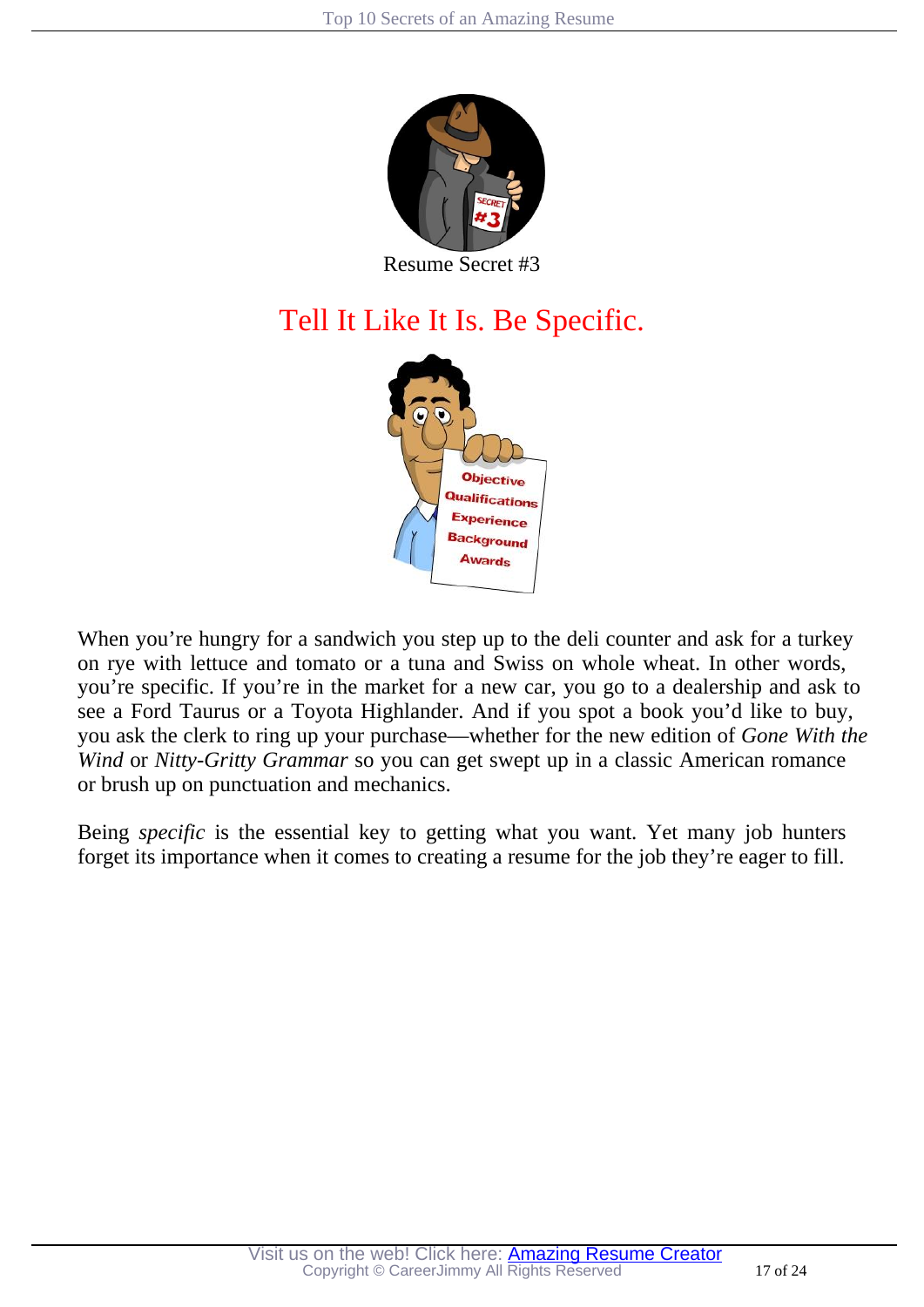Resume Secret #3

# Tell It Like It Is. Be Specific.

When you're hungry for a sandwich you step up to the deli counter and ask for a turkey on rye with lettuce and tomato or a tuna and Swiss on whole wheat. In other words, you're specific. If you're in the market for a new car, you go to a dealership and ask to see a Ford Taurus or a Toyota Highlander. And if you spot a book you'd like to buy, you ask the clerk to ring up your purchase—whether for the new edition of *Gone With the Wind* or *Nitty-Gritty Grammar* so you can get swept up in a classic American romance or brush up on punctuation and mechanics.

Being *specific* is the essential key to getting what you want. Yet many job hunters forget its importance when it comes to creating a resume for the job they're eager to fill.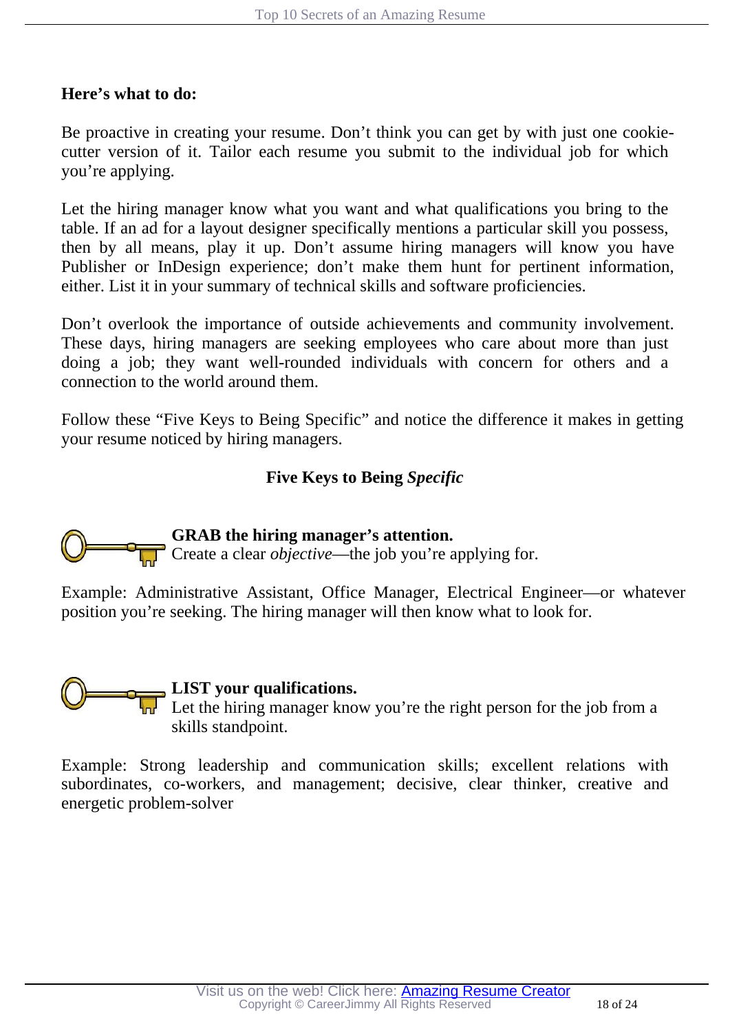**Here's what to do:**

Be proactive in creating your resume. Don't think you can get by with just one cookie-cutter version of it. Tailor each resume you submit to the individual job for which you're applying.

Let the hiring manager know what you want and what qualifications you bring to the table. If an ad for a layout designer specifically mentions a particular skill you possess, then by all means, play it up. Don't assume hiring managers will know you have Publisher or InDesign experience; don't make them hunt for pertinent information, either. List it in your summary of technical skills and software proficiencies.

Don't overlook the importance of outside achievements and community involvement. These days, hiring managers are seeking employees who care about more than just doing a job; they want well-rounded individuals with concern for others and a connection to the world around them.

Follow these "Five Keys to Being Specific" and notice the difference it makes in getting your resume noticed by hiring managers.

## Five Keys to Being *Specific*

**GRAB the hiring manager's attention.**
Create a clear *objective*—the job you're applying for.

Example: Administrative Assistant, Office Manager, Electrical Engineer—or whatever position you're seeking. The hiring manager will then know what to look for.

**LIST your qualifications.**
Let the hiring manager know you're the right person for the job from a skills standpoint.

Example: Strong leadership and communication skills; excellent relations with subordinates, co-workers, and management; decisive, clear thinker, creative and energetic problem-solver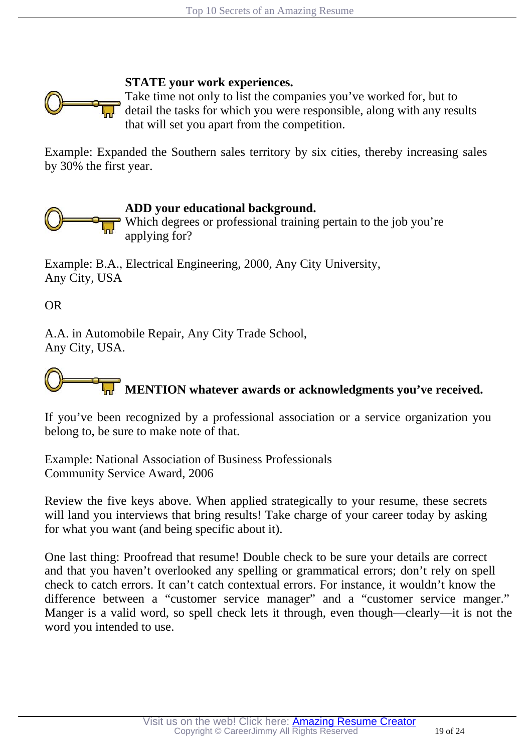**STATE your work experiences.**
Take time not only to list the companies you've worked for, but to detail the tasks for which you were responsible, along with any results that will set you apart from the competition.

Example: Expanded the Southern sales territory by six cities, thereby increasing sales by 30% the first year.

**ADD your educational background.**
Which degrees or professional training pertain to the job you're applying for?

Example: B.A., Electrical Engineering, 2000, Any City University,
Any City, USA

OR

A.A. in Automobile Repair, Any City Trade School,
Any City, USA.

**MENTION whatever awards or acknowledgments you've received.**

If you've been recognized by a professional association or a service organization you belong to, be sure to make note of that.

Example: National Association of Business Professionals
Community Service Award, 2006

Review the five keys above. When applied strategically to your resume, these secrets will land you interviews that bring results! Take charge of your career today by asking for what you want (and being specific about it).

One last thing: Proofread that resume! Double check to be sure your details are correct and that you haven't overlooked any spelling or grammatical errors; don't rely on spell check to catch errors. It can't catch contextual errors. For instance, it wouldn't know the difference between a "customer service manager" and a "customer service manger." Manger is a valid word, so spell check lets it through, even though—clearly—it is not the word you intended to use.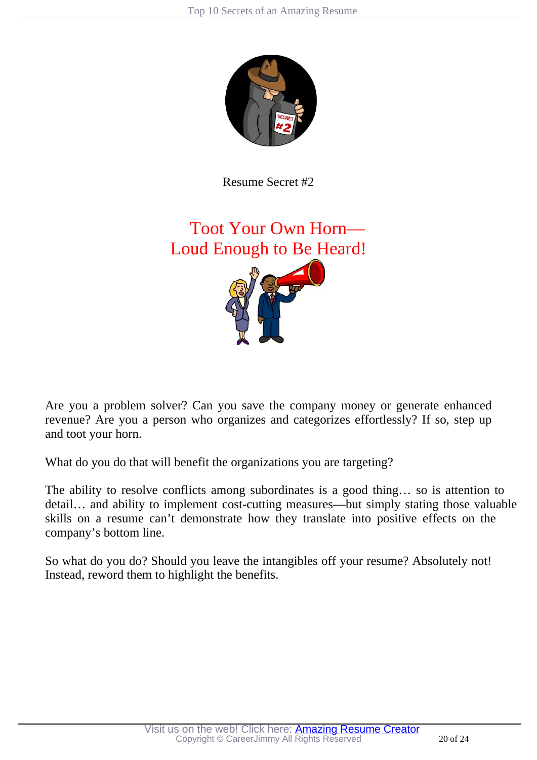Resume Secret #2

## Toot Your Own Horn—
## Loud Enough to Be Heard!

Are you a problem solver? Can you save the company money or generate enhanced revenue? Are you a person who organizes and categorizes effortlessly? If so, step up and toot your horn.

What do you do that will benefit the organizations you are targeting?

The ability to resolve conflicts among subordinates is a good thing… so is attention to detail… and ability to implement cost-cutting measures—but simply stating those valuable skills on a resume can't demonstrate how they translate into positive effects on the company's bottom line.

So what do you do? Should you leave the intangibles off your resume? Absolutely not! Instead, reword them to highlight the benefits.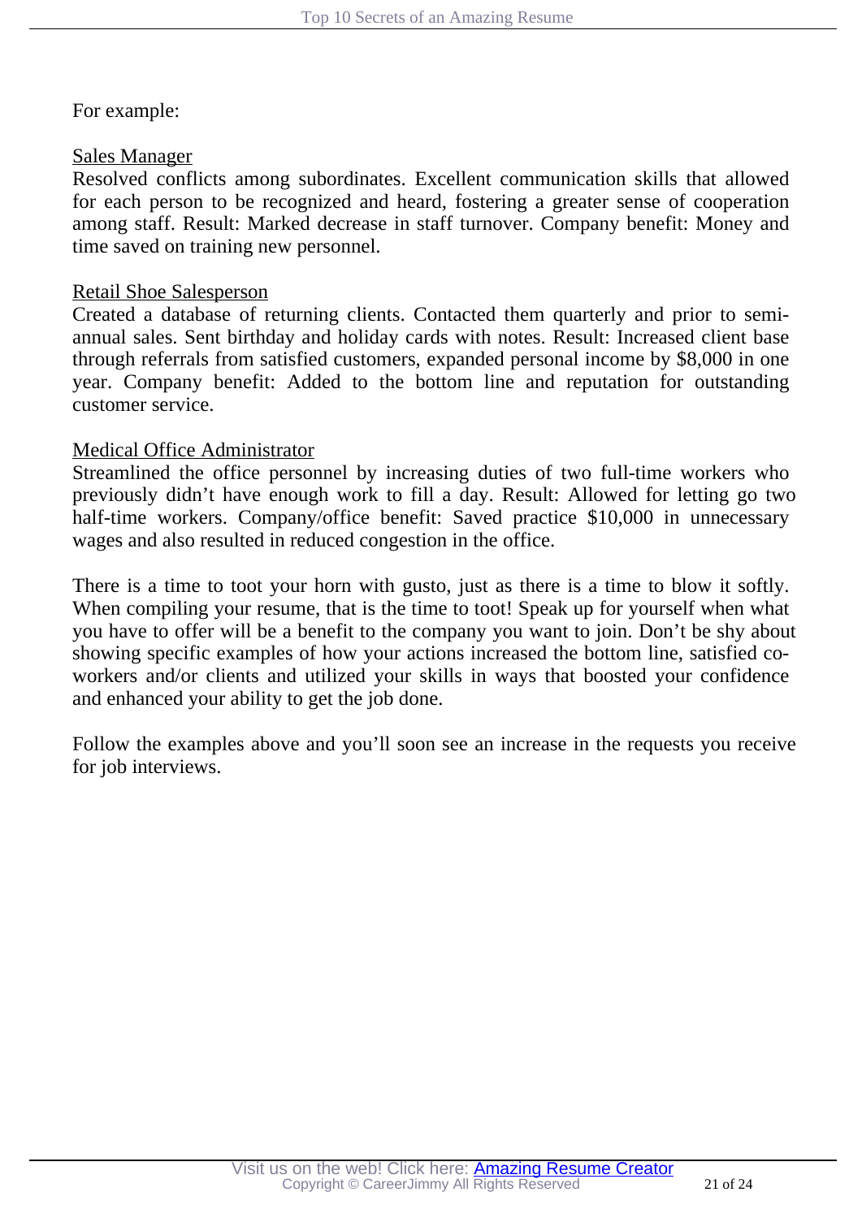For example:

<u>Sales Manager</u>
Resolved conflicts among subordinates. Excellent communication skills that allowed for each person to be recognized and heard, fostering a greater sense of cooperation among staff. Result: Marked decrease in staff turnover. Company benefit: Money and time saved on training new personnel.

<u>Retail Shoe Salesperson</u>
Created a database of returning clients. Contacted them quarterly and prior to semi-annual sales. Sent birthday and holiday cards with notes. Result: Increased client base through referrals from satisfied customers, expanded personal income by $8,000 in one year. Company benefit: Added to the bottom line and reputation for outstanding customer service.

<u>Medical Office Administrator</u>
Streamlined the office personnel by increasing duties of two full-time workers who previously didn't have enough work to fill a day. Result: Allowed for letting go two half-time workers. Company/office benefit: Saved practice $10,000 in unnecessary wages and also resulted in reduced congestion in the office.

There is a time to toot your horn with gusto, just as there is a time to blow it softly. When compiling your resume, that is the time to toot! Speak up for yourself when what you have to offer will be a benefit to the company you want to join. Don't be shy about showing specific examples of how your actions increased the bottom line, satisfied co-workers and/or clients and utilized your skills in ways that boosted your confidence and enhanced your ability to get the job done.

Follow the examples above and you'll soon see an increase in the requests you receive for job interviews.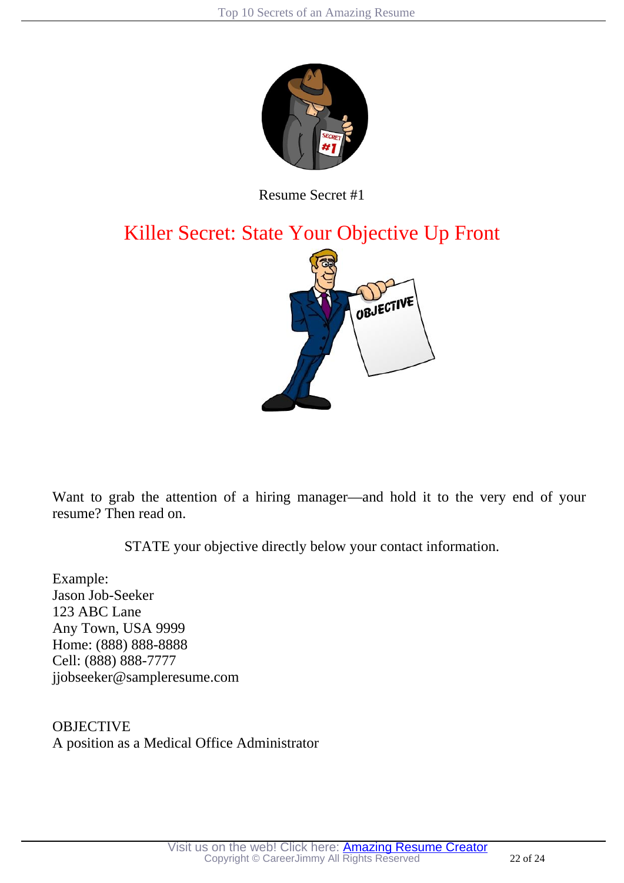Resume Secret #1

## Killer Secret: State Your Objective Up Front

Want to grab the attention of a hiring manager—and hold it to the very end of your resume? Then read on.

STATE your objective directly below your contact information.

Example:
Jason Job-Seeker
123 ABC Lane
Any Town, USA 9999
Home: (888) 888-8888
Cell: (888) 888-7777
jjobseeker@sampleresume.com

OBJECTIVE
A position as a Medical Office Administrator

Visit us on the web! Click here: [Amazing Resume Creator]
Copyright © CareerJimmy All Rights Reserved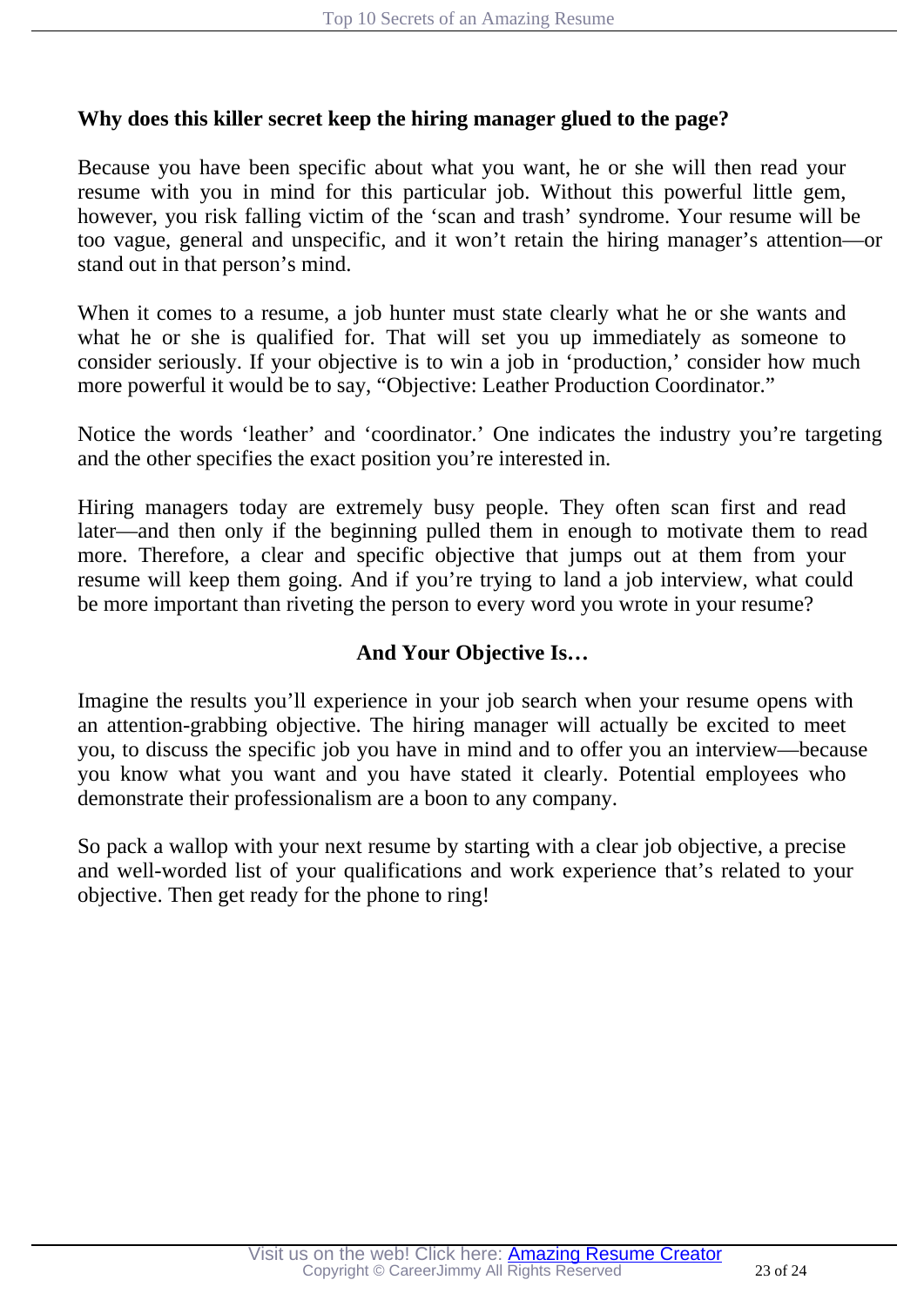**Why does this killer secret keep the hiring manager glued to the page?**

Because you have been specific about what you want, he or she will then read your resume with you in mind for this particular job. Without this powerful little gem, however, you risk falling victim of the 'scan and trash' syndrome. Your resume will be too vague, general and unspecific, and it won't retain the hiring manager's attention—or stand out in that person's mind.

When it comes to a resume, a job hunter must state clearly what he or she wants and what he or she is qualified for. That will set you up immediately as someone to consider seriously. If your objective is to win a job in 'production,' consider how much more powerful it would be to say, "Objective: Leather Production Coordinator."

Notice the words 'leather' and 'coordinator.' One indicates the industry you're targeting and the other specifies the exact position you're interested in.

Hiring managers today are extremely busy people. They often scan first and read later—and then only if the beginning pulled them in enough to motivate them to read more. Therefore, a clear and specific objective that jumps out at them from your resume will keep them going. And if you're trying to land a job interview, what could be more important than riveting the person to every word you wrote in your resume?

## And Your Objective Is…

Imagine the results you'll experience in your job search when your resume opens with an attention-grabbing objective. The hiring manager will actually be excited to meet you, to discuss the specific job you have in mind and to offer you an interview—because you know what you want and you have stated it clearly. Potential employees who demonstrate their professionalism are a boon to any company.

So pack a wallop with your next resume by starting with a clear job objective, a precise and well-worded list of your qualifications and work experience that's related to your objective. Then get ready for the phone to ring!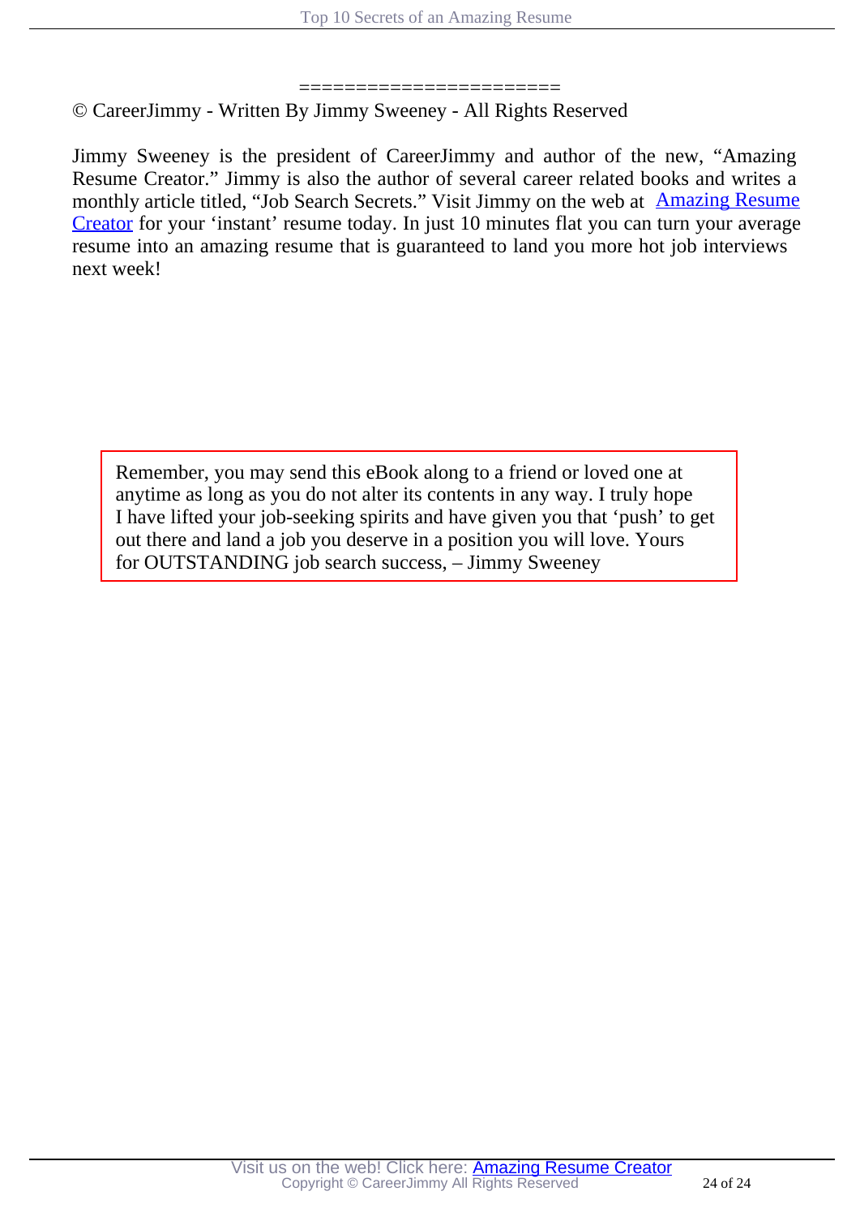=====================

© CareerJimmy - Written By Jimmy Sweeney - All Rights Reserved

Jimmy Sweeney is the president of CareerJimmy and author of the new, "Amazing Resume Creator." Jimmy is also the author of several career related books and writes a monthly article titled, "Job Search Secrets." Visit Jimmy on the web at Amazing Resume Creator for your 'instant' resume today. In just 10 minutes flat you can turn your average resume into an amazing resume that is guaranteed to land you more hot job interviews next week!

> Remember, you may send this eBook along to a friend or loved one at anytime as long as you do not alter its contents in any way. I truly hope I have lifted your job-seeking spirits and have given you that 'push' to get out there and land a job you deserve in a position you will love. Yours for OUTSTANDING job search success, – Jimmy Sweeney